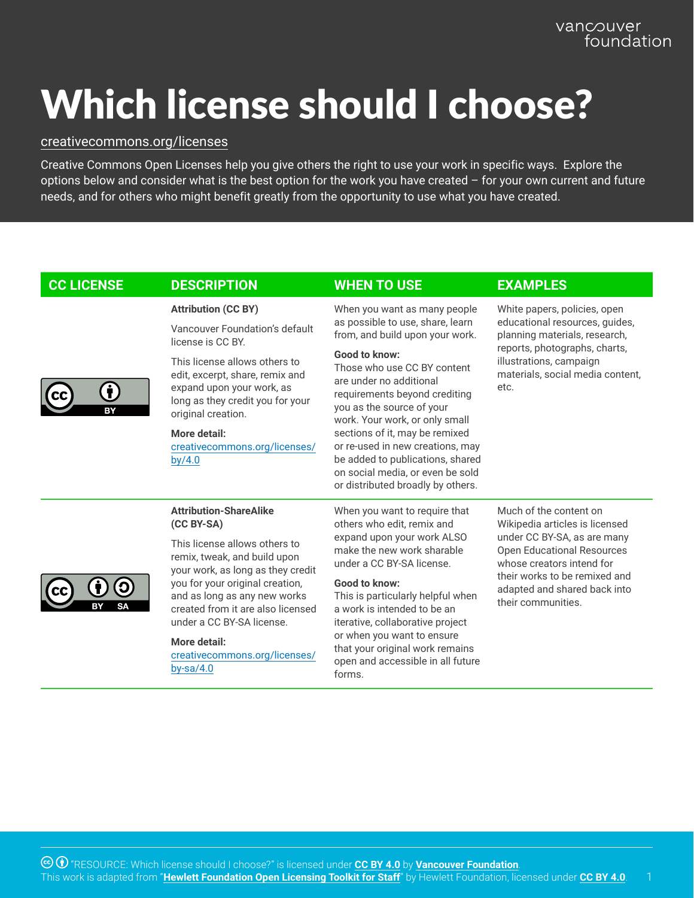vancouver foundation

# Which license should I choose?

creativecommons.org/licenses

Creative Commons Open Licenses help you give others the right to use your work in specific ways. Explore the options below and consider what is the best option for the work you have created – for your own current and future needs, and for others who might benefit greatly from the opportunity to use what you have created.

| CC LICENSE | DESCRIPTION | WHEN TO USE | EXAMPLES |
| --- | --- | --- | --- |
| CC BY | **Attribution (CC BY)**<br><br>Vancouver Foundation's default license is CC BY.<br><br>This license allows others to edit, excerpt, share, remix and expand upon your work, as long as they credit you for your original creation.<br><br>**More detail:**<br>creativecommons.org/licenses/by/4.0 | When you want as many people as possible to use, share, learn from, and build upon your work.<br><br>**Good to know:**<br>Those who use CC BY content are under no additional requirements beyond crediting you as the source of your work. Your work, or only small sections of it, may be remixed or re-used in new creations, may be added to publications, shared on social media, or even be sold or distributed broadly by others. | White papers, policies, open educational resources, guides, planning materials, research, reports, photographs, charts, illustrations, campaign materials, social media content, etc. |
| CC BY SA | **Attribution-ShareAlike (CC BY-SA)**<br><br>This license allows others to remix, tweak, and build upon your work, as long as they credit you for your original creation, and as long as any new works created from it are also licensed under a CC BY-SA license.<br><br>**More detail:**<br>creativecommons.org/licenses/by-sa/4.0 | When you want to require that others who edit, remix and expand upon your work ALSO make the new work sharable under a CC BY-SA license.<br><br>**Good to know:**<br>This is particularly helpful when a work is intended to be an iterative, collaborative project or when you want to ensure that your original work remains open and accessible in all future forms. | Much of the content on Wikipedia articles is licensed under CC BY-SA, as are many Open Educational Resources whose creators intend for their works to be remixed and adapted and shared back into their communities. |

"RESOURCE: Which license should I choose?" is licensed under **CC BY 4.0** by **Vancouver Foundation**.
This work is adapted from "**Hewlett Foundation Open Licensing Toolkit for Staff**" by Hewlett Foundation, licensed under **CC BY 4.0**.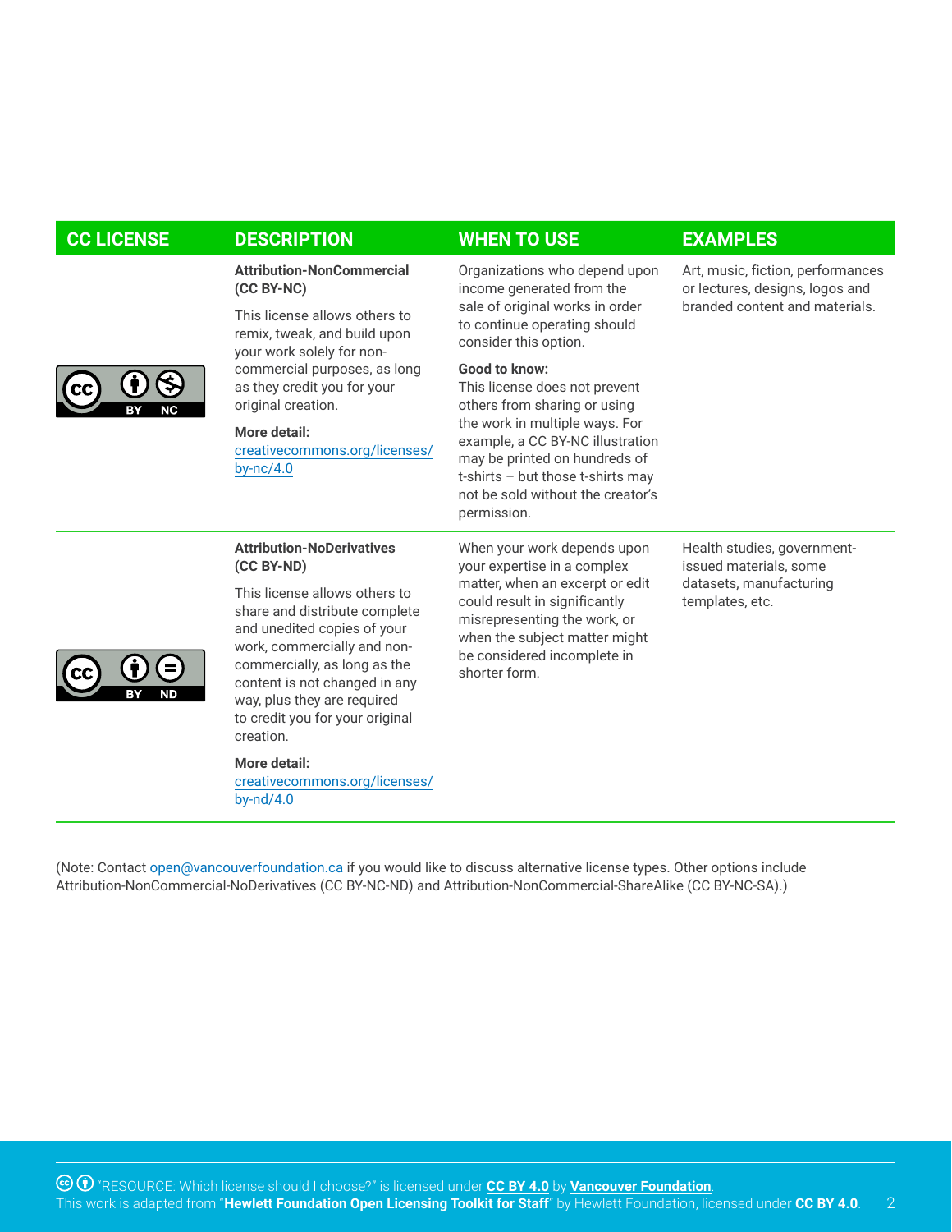| CC LICENSE | DESCRIPTION | WHEN TO USE | EXAMPLES |
|---|---|---|---|
| CC BY NC | **Attribution-NonCommercial (CC BY-NC)**<br><br>This license allows others to remix, tweak, and build upon your work solely for non-commercial purposes, as long as they credit you for your original creation.<br><br>**More detail:**<br>creativecommons.org/licenses/by-nc/4.0 | Organizations who depend upon income generated from the sale of original works in order to continue operating should consider this option.<br><br>**Good to know:**<br>This license does not prevent others from sharing or using the work in multiple ways. For example, a CC BY-NC illustration may be printed on hundreds of t-shirts – but those t-shirts may not be sold without the creator's permission. | Art, music, fiction, performances or lectures, designs, logos and branded content and materials. |
| CC BY ND | **Attribution-NoDerivatives (CC BY-ND)**<br><br>This license allows others to share and distribute complete and unedited copies of your work, commercially and non-commercially, as long as the content is not changed in any way, plus they are required to credit you for your original creation.<br><br>**More detail:**<br>creativecommons.org/licenses/by-nd/4.0 | When your work depends upon your expertise in a complex matter, when an excerpt or edit could result in significantly misrepresenting the work, or when the subject matter might be considered incomplete in shorter form. | Health studies, government-issued materials, some datasets, manufacturing templates, etc. |

(Note: Contact open@vancouverfoundation.ca if you would like to discuss alternative license types. Other options include Attribution-NonCommercial-NoDerivatives (CC BY-NC-ND) and Attribution-NonCommercial-ShareAlike (CC BY-NC-SA).)

"RESOURCE: Which license should I choose?" is licensed under **CC BY 4.0** by **Vancouver Foundation**.
This work is adapted from "**Hewlett Foundation Open Licensing Toolkit for Staff**" by Hewlett Foundation, licensed under **CC BY 4.0**.